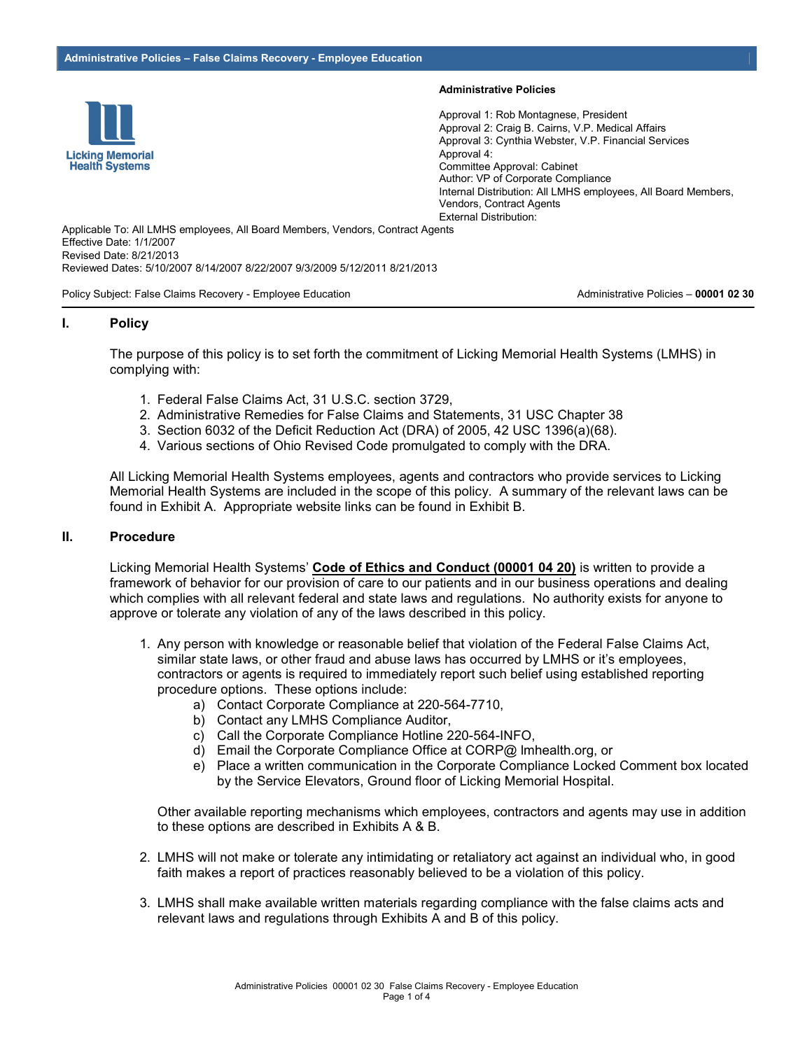**Administrative Policies**

Approval 1: Rob Montagnese, President
Approval 2: Craig B. Cairns, V.P. Medical Affairs
Approval 3: Cynthia Webster, V.P. Financial Services
Approval 4:
Committee Approval: Cabinet
Author: VP of Corporate Compliance
Internal Distribution: All LMHS employees, All Board Members, Vendors, Contract Agents
External Distribution:

Applicable To: All LMHS employees, All Board Members, Vendors, Contract Agents
Effective Date: 1/1/2007
Revised Date: 8/21/2013
Reviewed Dates: 5/10/2007 8/14/2007 8/22/2007 9/3/2009 5/12/2011 8/21/2013

Policy Subject: False Claims Recovery - Employee Education — Administrative Policies – **00001 02 30**

## I. Policy

The purpose of this policy is to set forth the commitment of Licking Memorial Health Systems (LMHS) in complying with:

1. Federal False Claims Act, 31 U.S.C. section 3729,
2. Administrative Remedies for False Claims and Statements, 31 USC Chapter 38
3. Section 6032 of the Deficit Reduction Act (DRA) of 2005, 42 USC 1396(a)(68).
4. Various sections of Ohio Revised Code promulgated to comply with the DRA.

All Licking Memorial Health Systems employees, agents and contractors who provide services to Licking Memorial Health Systems are included in the scope of this policy. A summary of the relevant laws can be found in Exhibit A. Appropriate website links can be found in Exhibit B.

## II. Procedure

Licking Memorial Health Systems' **Code of Ethics and Conduct (00001 04 20)** is written to provide a framework of behavior for our provision of care to our patients and in our business operations and dealing which complies with all relevant federal and state laws and regulations. No authority exists for anyone to approve or tolerate any violation of any of the laws described in this policy.

1. Any person with knowledge or reasonable belief that violation of the Federal False Claims Act, similar state laws, or other fraud and abuse laws has occurred by LMHS or it's employees, contractors or agents is required to immediately report such belief using established reporting procedure options. These options include:
   a) Contact Corporate Compliance at 220-564-7710,
   b) Contact any LMHS Compliance Auditor,
   c) Call the Corporate Compliance Hotline 220-564-INFO,
   d) Email the Corporate Compliance Office at CORP@ lmhealth.org, or
   e) Place a written communication in the Corporate Compliance Locked Comment box located by the Service Elevators, Ground floor of Licking Memorial Hospital.

   Other available reporting mechanisms which employees, contractors and agents may use in addition to these options are described in Exhibits A & B.

2. LMHS will not make or tolerate any intimidating or retaliatory act against an individual who, in good faith makes a report of practices reasonably believed to be a violation of this policy.

3. LMHS shall make available written materials regarding compliance with the false claims acts and relevant laws and regulations through Exhibits A and B of this policy.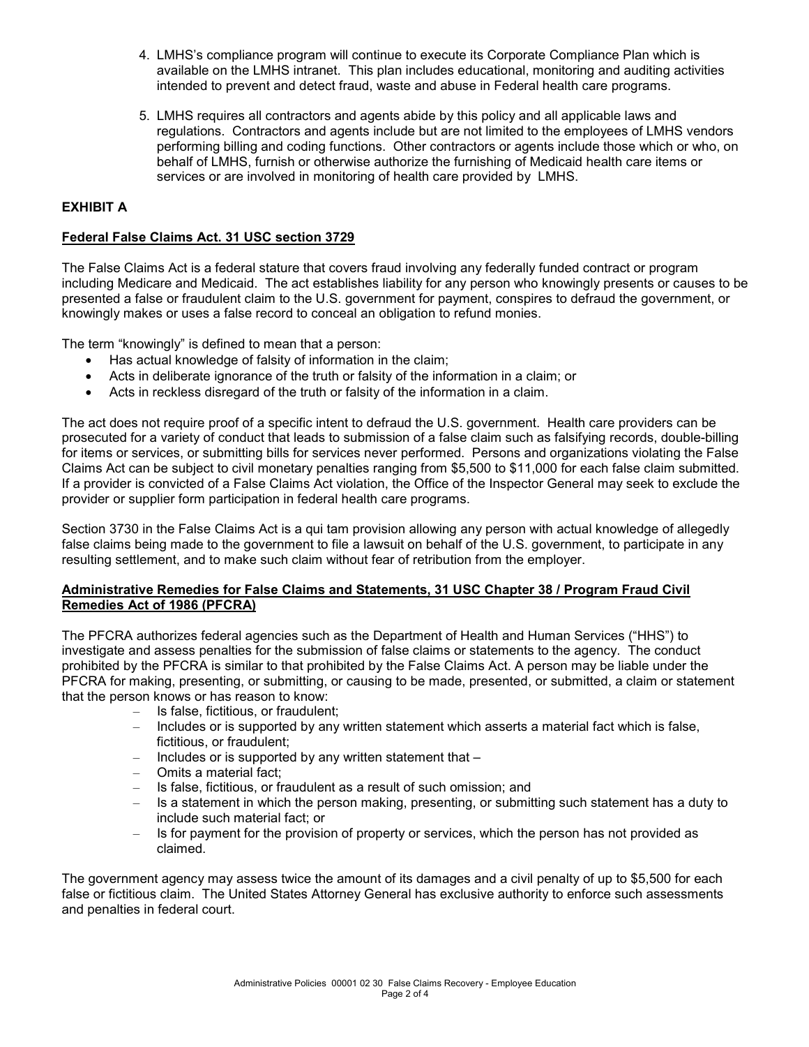4. LMHS's compliance program will continue to execute its Corporate Compliance Plan which is available on the LMHS intranet. This plan includes educational, monitoring and auditing activities intended to prevent and detect fraud, waste and abuse in Federal health care programs.

5. LMHS requires all contractors and agents abide by this policy and all applicable laws and regulations. Contractors and agents include but are not limited to the employees of LMHS vendors performing billing and coding functions. Other contractors or agents include those which or who, on behalf of LMHS, furnish or otherwise authorize the furnishing of Medicaid health care items or services or are involved in monitoring of health care provided by LMHS.

## EXHIBIT A

### Federal False Claims Act. 31 USC section 3729

The False Claims Act is a federal stature that covers fraud involving any federally funded contract or program including Medicare and Medicaid. The act establishes liability for any person who knowingly presents or causes to be presented a false or fraudulent claim to the U.S. government for payment, conspires to defraud the government, or knowingly makes or uses a false record to conceal an obligation to refund monies.

The term "knowingly" is defined to mean that a person:

- Has actual knowledge of falsity of information in the claim;
- Acts in deliberate ignorance of the truth or falsity of the information in a claim; or
- Acts in reckless disregard of the truth or falsity of the information in a claim.

The act does not require proof of a specific intent to defraud the U.S. government. Health care providers can be prosecuted for a variety of conduct that leads to submission of a false claim such as falsifying records, double-billing for items or services, or submitting bills for services never performed. Persons and organizations violating the False Claims Act can be subject to civil monetary penalties ranging from $5,500 to $11,000 for each false claim submitted. If a provider is convicted of a False Claims Act violation, the Office of the Inspector General may seek to exclude the provider or supplier form participation in federal health care programs.

Section 3730 in the False Claims Act is a qui tam provision allowing any person with actual knowledge of allegedly false claims being made to the government to file a lawsuit on behalf of the U.S. government, to participate in any resulting settlement, and to make such claim without fear of retribution from the employer.

### Administrative Remedies for False Claims and Statements, 31 USC Chapter 38 / Program Fraud Civil Remedies Act of 1986 (PFCRA)

The PFCRA authorizes federal agencies such as the Department of Health and Human Services ("HHS") to investigate and assess penalties for the submission of false claims or statements to the agency. The conduct prohibited by the PFCRA is similar to that prohibited by the False Claims Act. A person may be liable under the PFCRA for making, presenting, or submitting, or causing to be made, presented, or submitted, a claim or statement that the person knows or has reason to know:

- Is false, fictitious, or fraudulent;
- Includes or is supported by any written statement which asserts a material fact which is false, fictitious, or fraudulent;
- Includes or is supported by any written statement that –
- Omits a material fact;
- Is false, fictitious, or fraudulent as a result of such omission; and
- Is a statement in which the person making, presenting, or submitting such statement has a duty to include such material fact; or
- Is for payment for the provision of property or services, which the person has not provided as claimed.

The government agency may assess twice the amount of its damages and a civil penalty of up to $5,500 for each false or fictitious claim. The United States Attorney General has exclusive authority to enforce such assessments and penalties in federal court.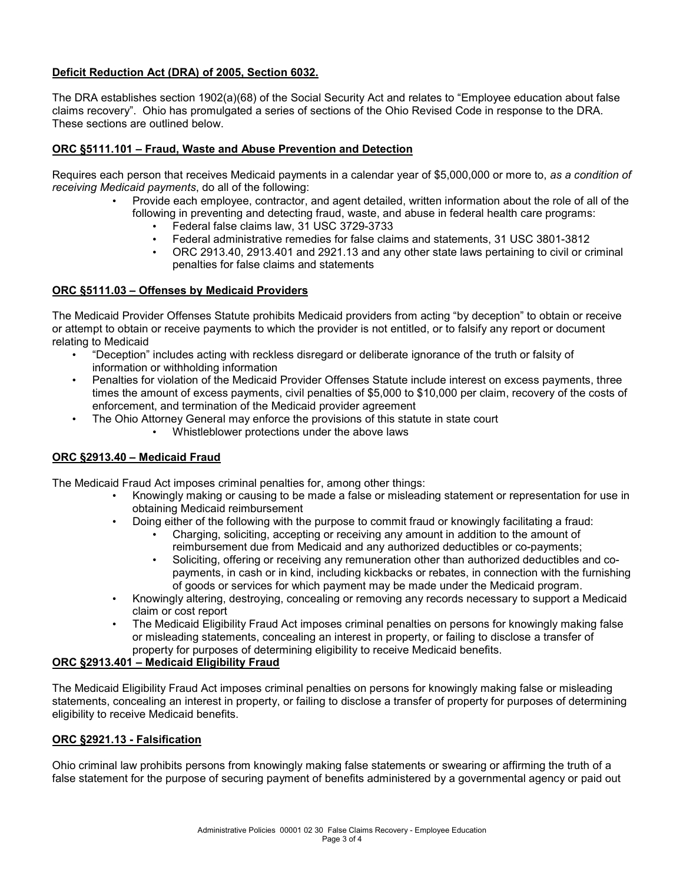**Deficit Reduction Act (DRA) of 2005, Section 6032.**

The DRA establishes section 1902(a)(68) of the Social Security Act and relates to "Employee education about false claims recovery". Ohio has promulgated a series of sections of the Ohio Revised Code in response to the DRA. These sections are outlined below.

**ORC §5111.101 – Fraud, Waste and Abuse Prevention and Detection**

Requires each person that receives Medicaid payments in a calendar year of $5,000,000 or more to, *as a condition of receiving Medicaid payments*, do all of the following:

- Provide each employee, contractor, and agent detailed, written information about the role of all of the following in preventing and detecting fraud, waste, and abuse in federal health care programs:
  - Federal false claims law, 31 USC 3729-3733
  - Federal administrative remedies for false claims and statements, 31 USC 3801-3812
  - ORC 2913.40, 2913.401 and 2921.13 and any other state laws pertaining to civil or criminal penalties for false claims and statements

**ORC §5111.03 – Offenses by Medicaid Providers**

The Medicaid Provider Offenses Statute prohibits Medicaid providers from acting "by deception" to obtain or receive or attempt to obtain or receive payments to which the provider is not entitled, or to falsify any report or document relating to Medicaid

- "Deception" includes acting with reckless disregard or deliberate ignorance of the truth or falsity of information or withholding information
- Penalties for violation of the Medicaid Provider Offenses Statute include interest on excess payments, three times the amount of excess payments, civil penalties of $5,000 to $10,000 per claim, recovery of the costs of enforcement, and termination of the Medicaid provider agreement
- The Ohio Attorney General may enforce the provisions of this statute in state court
  - Whistleblower protections under the above laws

**ORC §2913.40 – Medicaid Fraud**

The Medicaid Fraud Act imposes criminal penalties for, among other things:

- Knowingly making or causing to be made a false or misleading statement or representation for use in obtaining Medicaid reimbursement
- Doing either of the following with the purpose to commit fraud or knowingly facilitating a fraud:
  - Charging, soliciting, accepting or receiving any amount in addition to the amount of reimbursement due from Medicaid and any authorized deductibles or co-payments;
  - Soliciting, offering or receiving any remuneration other than authorized deductibles and co-payments, in cash or in kind, including kickbacks or rebates, in connection with the furnishing of goods or services for which payment may be made under the Medicaid program.
- Knowingly altering, destroying, concealing or removing any records necessary to support a Medicaid claim or cost report
- The Medicaid Eligibility Fraud Act imposes criminal penalties on persons for knowingly making false or misleading statements, concealing an interest in property, or failing to disclose a transfer of property for purposes of determining eligibility to receive Medicaid benefits.

**ORC §2913.401 – Medicaid Eligibility Fraud**

The Medicaid Eligibility Fraud Act imposes criminal penalties on persons for knowingly making false or misleading statements, concealing an interest in property, or failing to disclose a transfer of property for purposes of determining eligibility to receive Medicaid benefits.

**ORC §2921.13 - Falsification**

Ohio criminal law prohibits persons from knowingly making false statements or swearing or affirming the truth of a false statement for the purpose of securing payment of benefits administered by a governmental agency or paid out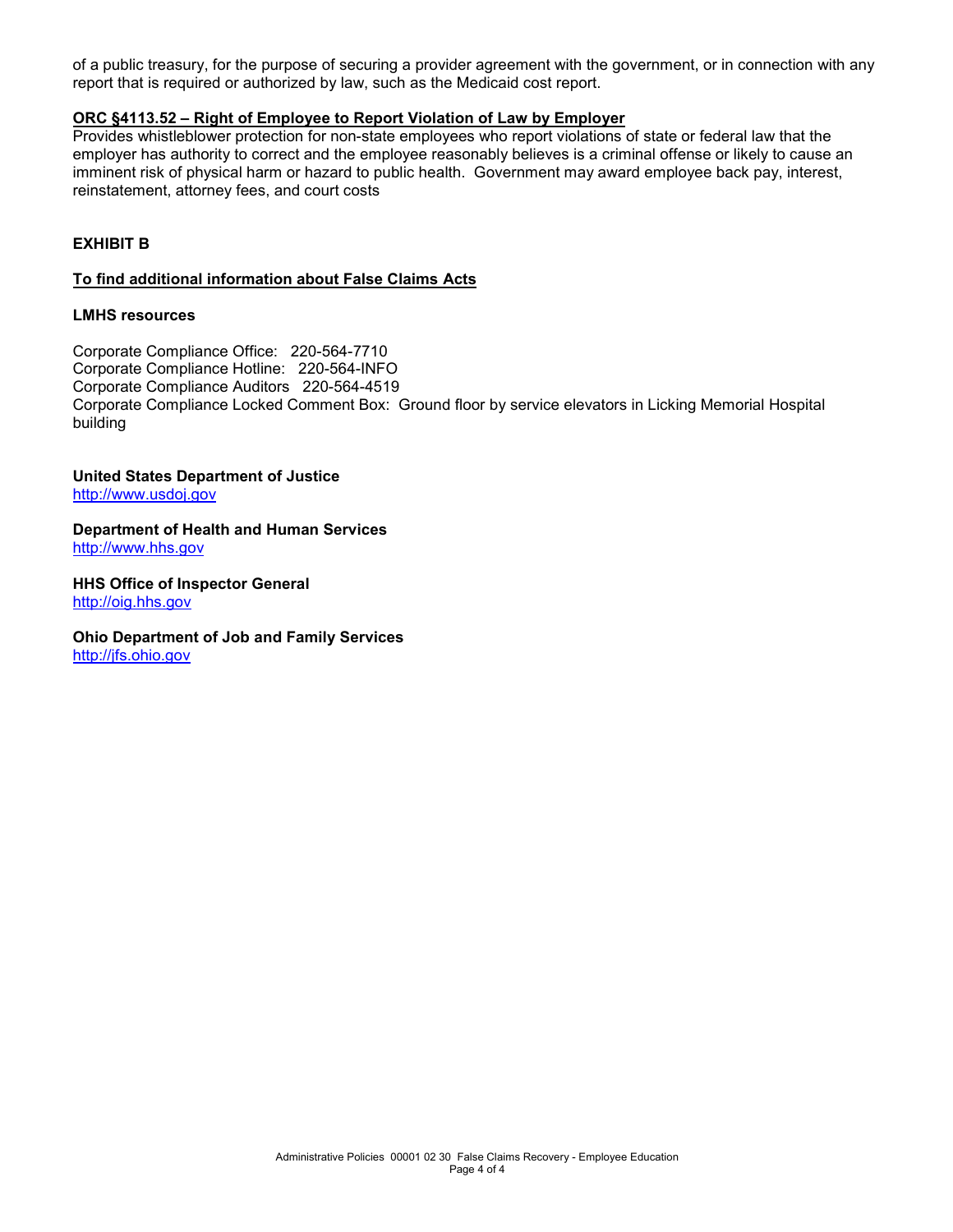of a public treasury, for the purpose of securing a provider agreement with the government, or in connection with any report that is required or authorized by law, such as the Medicaid cost report.

**ORC §4113.52 – Right of Employee to Report Violation of Law by Employer**

Provides whistleblower protection for non-state employees who report violations of state or federal law that the employer has authority to correct and the employee reasonably believes is a criminal offense or likely to cause an imminent risk of physical harm or hazard to public health. Government may award employee back pay, interest, reinstatement, attorney fees, and court costs

**EXHIBIT B**

**To find additional information about False Claims Acts**

**LMHS resources**

Corporate Compliance Office: 220-564-7710
Corporate Compliance Hotline: 220-564-INFO
Corporate Compliance Auditors 220-564-4519
Corporate Compliance Locked Comment Box: Ground floor by service elevators in Licking Memorial Hospital building

**United States Department of Justice**
http://www.usdoj.gov

**Department of Health and Human Services**
http://www.hhs.gov

**HHS Office of Inspector General**
http://oig.hhs.gov

**Ohio Department of Job and Family Services**
http://jfs.ohio.gov